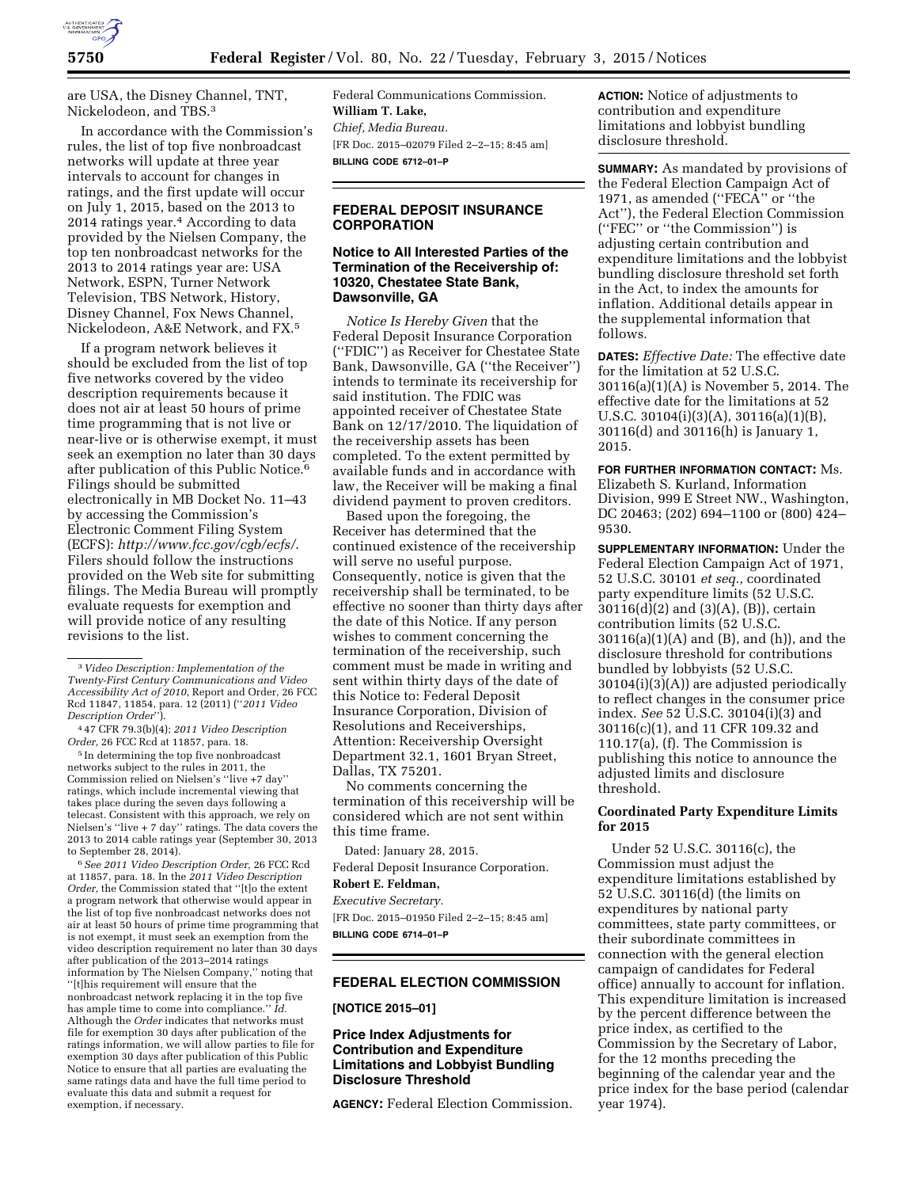are USA, the Disney Channel, TNT, Nickelodeon, and TBS.[3]

In accordance with the Commission's rules, the list of top five nonbroadcast networks will update at three year intervals to account for changes in ratings, and the first update will occur on July 1, 2015, based on the 2013 to 2014 ratings year.[4] According to data provided by the Nielsen Company, the top ten nonbroadcast networks for the 2013 to 2014 ratings year are: USA Network, ESPN, Turner Network Television, TBS Network, History, Disney Channel, Fox News Channel, Nickelodeon, A&E Network, and FX.[5]

If a program network believes it should be excluded from the list of top five networks covered by the video description requirements because it does not air at least 50 hours of prime time programming that is not live or near-live or is otherwise exempt, it must seek an exemption no later than 30 days after publication of this Public Notice.[6] Filings should be submitted electronically in MB Docket No. 11–43 by accessing the Commission's Electronic Comment Filing System (ECFS): *http://www.fcc.gov/cgb/ecfs/*. Filers should follow the instructions provided on the Web site for submitting filings. The Media Bureau will promptly evaluate requests for exemption and will provide notice of any resulting revisions to the list.

[3] *Video Description: Implementation of the Twenty-First Century Communications and Video Accessibility Act of 2010*, Report and Order, 26 FCC Rcd 11847, 11854, para. 12 (2011) (''*2011 Video Description Order*'').

[4] 47 CFR 79.3(b)(4); *2011 Video Description Order,* 26 FCC Rcd at 11857, para. 18.

[5] In determining the top five nonbroadcast networks subject to the rules in 2011, the Commission relied on Nielsen's ''live +7 day'' ratings, which include incremental viewing that takes place during the seven days following a telecast. Consistent with this approach, we rely on Nielsen's ''live + 7 day'' ratings. The data covers the 2013 to 2014 cable ratings year (September 30, 2013 to September 28, 2014).

[6] *See 2011 Video Description Order,* 26 FCC Rcd at 11857, para. 18. In the *2011 Video Description Order,* the Commission stated that ''[t]o the extent a program network that otherwise would appear in the list of top five nonbroadcast networks does not air at least 50 hours of prime time programming that is not exempt, it must seek an exemption from the video description requirement no later than 30 days after publication of the 2013–2014 ratings information by The Nielsen Company,'' noting that ''[t]his requirement will ensure that the nonbroadcast network replacing it in the top five has ample time to come into compliance.'' *Id.* Although the *Order* indicates that networks must file for exemption 30 days after publication of the ratings information, we will allow parties to file for exemption 30 days after publication of this Public Notice to ensure that all parties are evaluating the same ratings data and have the full time period to evaluate this data and submit a request for exemption, if necessary.

Federal Communications Commission.

**William T. Lake,**

*Chief, Media Bureau.*

[FR Doc. 2015–02079 Filed 2–2–15; 8:45 am]

**BILLING CODE 6712–01–P**

## FEDERAL DEPOSIT INSURANCE CORPORATION

### Notice to All Interested Parties of the Termination of the Receivership of: 10320, Chestatee State Bank, Dawsonville, GA

*Notice Is Hereby Given* that the Federal Deposit Insurance Corporation (''FDIC'') as Receiver for Chestatee State Bank, Dawsonville, GA (''the Receiver'') intends to terminate its receivership for said institution. The FDIC was appointed receiver of Chestatee State Bank on 12/17/2010. The liquidation of the receivership assets has been completed. To the extent permitted by available funds and in accordance with law, the Receiver will be making a final dividend payment to proven creditors.

Based upon the foregoing, the Receiver has determined that the continued existence of the receivership will serve no useful purpose. Consequently, notice is given that the receivership shall be terminated, to be effective no sooner than thirty days after the date of this Notice. If any person wishes to comment concerning the termination of the receivership, such comment must be made in writing and sent within thirty days of the date of this Notice to: Federal Deposit Insurance Corporation, Division of Resolutions and Receiverships, Attention: Receivership Oversight Department 32.1, 1601 Bryan Street, Dallas, TX 75201.

No comments concerning the termination of this receivership will be considered which are not sent within this time frame.

Dated: January 28, 2015.

Federal Deposit Insurance Corporation.

**Robert E. Feldman,**

*Executive Secretary.*

[FR Doc. 2015–01950 Filed 2–2–15; 8:45 am]

**BILLING CODE 6714–01–P**

## FEDERAL ELECTION COMMISSION

**[NOTICE 2015–01]**

### Price Index Adjustments for Contribution and Expenditure Limitations and Lobbyist Bundling Disclosure Threshold

**AGENCY:** Federal Election Commission.

**ACTION:** Notice of adjustments to contribution and expenditure limitations and lobbyist bundling disclosure threshold.

**SUMMARY:** As mandated by provisions of the Federal Election Campaign Act of 1971, as amended (''FECA'' or ''the Act''), the Federal Election Commission (''FEC'' or ''the Commission'') is adjusting certain contribution and expenditure limitations and the lobbyist bundling disclosure threshold set forth in the Act, to index the amounts for inflation. Additional details appear in the supplemental information that follows.

**DATES:** *Effective Date:* The effective date for the limitation at 52 U.S.C. 30116(a)(1)(A) is November 5, 2014. The effective date for the limitations at 52 U.S.C. 30104(i)(3)(A), 30116(a)(1)(B), 30116(d) and 30116(h) is January 1, 2015.

**FOR FURTHER INFORMATION CONTACT:** Ms. Elizabeth S. Kurland, Information Division, 999 E Street NW., Washington, DC 20463; (202) 694–1100 or (800) 424–9530.

**SUPPLEMENTARY INFORMATION:** Under the Federal Election Campaign Act of 1971, 52 U.S.C. 30101 *et seq.,* coordinated party expenditure limits (52 U.S.C. 30116(d)(2) and (3)(A), (B)), certain contribution limits (52 U.S.C. 30116(a)(1)(A) and (B), and (h)), and the disclosure threshold for contributions bundled by lobbyists (52 U.S.C. 30104(i)(3)(A)) are adjusted periodically to reflect changes in the consumer price index. *See* 52 U.S.C. 30104(i)(3) and 30116(c)(1), and 11 CFR 109.32 and 110.17(a), (f). The Commission is publishing this notice to announce the adjusted limits and disclosure threshold.

### Coordinated Party Expenditure Limits for 2015

Under 52 U.S.C. 30116(c), the Commission must adjust the expenditure limitations established by 52 U.S.C. 30116(d) (the limits on expenditures by national party committees, state party committees, or their subordinate committees in connection with the general election campaign of candidates for Federal office) annually to account for inflation. This expenditure limitation is increased by the percent difference between the price index, as certified to the Commission by the Secretary of Labor, for the 12 months preceding the beginning of the calendar year and the price index for the base period (calendar year 1974).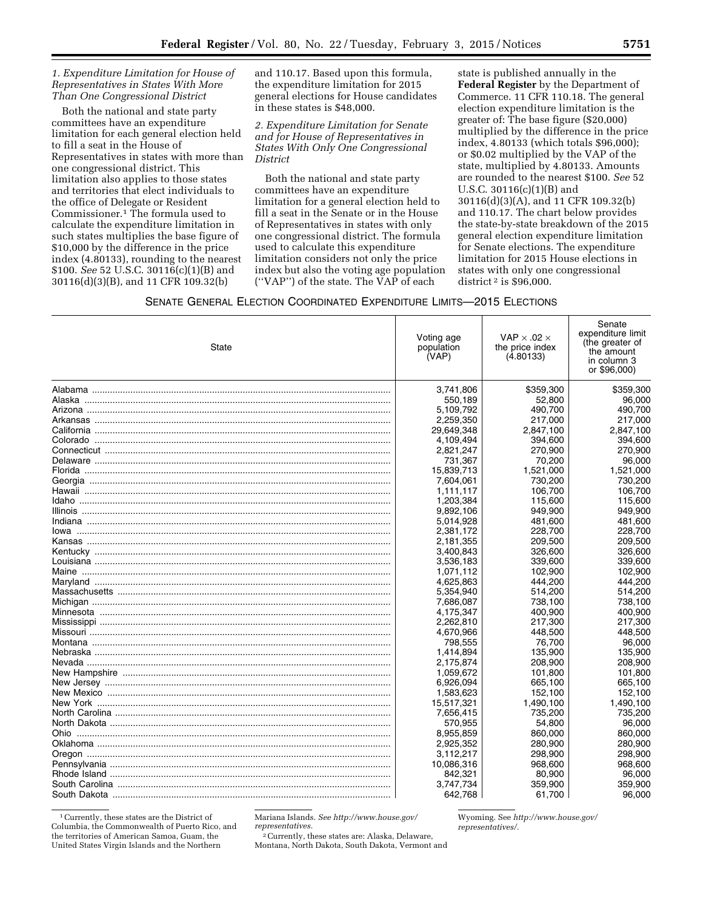*1. Expenditure Limitation for House of Representatives in States With More Than One Congressional District*

Both the national and state party committees have an expenditure limitation for each general election held to fill a seat in the House of Representatives in states with more than one congressional district. This limitation also applies to those states and territories that elect individuals to the office of Delegate or Resident Commissioner.[1] The formula used to calculate the expenditure limitation in such states multiplies the base figure of $10,000 by the difference in the price index (4.80133), rounding to the nearest $100. *See* 52 U.S.C. 30116(c)(1)(B) and 30116(d)(3)(B), and 11 CFR 109.32(b) and 110.17. Based upon this formula, the expenditure limitation for 2015 general elections for House candidates in these states is $48,000.

*2. Expenditure Limitation for Senate and for House of Representatives in States With Only One Congressional District*

Both the national and state party committees have an expenditure limitation for a general election held to fill a seat in the Senate or in the House of Representatives in states with only one congressional district. The formula used to calculate this expenditure limitation considers not only the price index but also the voting age population (''VAP'') of the state. The VAP of each state is published annually in the **Federal Register** by the Department of Commerce. 11 CFR 110.18. The general election expenditure limitation is the greater of: The base figure ($20,000) multiplied by the difference in the price index, 4.80133 (which totals $96,000); or $0.02 multiplied by the VAP of the state, multiplied by 4.80133. Amounts are rounded to the nearest $100. *See* 52 U.S.C. 30116(c)(1)(B) and 30116(d)(3)(A), and 11 CFR 109.32(b) and 110.17. The chart below provides the state-by-state breakdown of the 2015 general election expenditure limitation for Senate elections. The expenditure limitation for 2015 House elections in states with only one congressional district[2] is $96,000.

SENATE GENERAL ELECTION COORDINATED EXPENDITURE LIMITS—2015 ELECTIONS

| State | Voting age population (VAP) | VAP × .02 × the price index (4.80133) | Senate expenditure limit (the greater of the amount in column 3 or $96,000) |
|---|---|---|---|
| Alabama | 3,741,806 | $359,300 | $359,300 |
| Alaska | 550,189 | 52,800 | 96,000 |
| Arizona | 5,109,792 | 490,700 | 490,700 |
| Arkansas | 2,259,350 | 217,000 | 217,000 |
| California | 29,649,348 | 2,847,100 | 2,847,100 |
| Colorado | 4,109,494 | 394,600 | 394,600 |
| Connecticut | 2,821,247 | 270,900 | 270,900 |
| Delaware | 731,367 | 70,200 | 96,000 |
| Florida | 15,839,713 | 1,521,000 | 1,521,000 |
| Georgia | 7,604,061 | 730,200 | 730,200 |
| Hawaii | 1,111,117 | 106,700 | 106,700 |
| Idaho | 1,203,384 | 115,600 | 115,600 |
| Illinois | 9,892,106 | 949,900 | 949,900 |
| Indiana | 5,014,928 | 481,600 | 481,600 |
| Iowa | 2,381,172 | 228,700 | 228,700 |
| Kansas | 2,181,355 | 209,500 | 209,500 |
| Kentucky | 3,400,843 | 326,600 | 326,600 |
| Louisiana | 3,536,183 | 339,600 | 339,600 |
| Maine | 1,071,112 | 102,900 | 102,900 |
| Maryland | 4,625,863 | 444,200 | 444,200 |
| Massachusetts | 5,354,940 | 514,200 | 514,200 |
| Michigan | 7,686,087 | 738,100 | 738,100 |
| Minnesota | 4,175,347 | 400,900 | 400,900 |
| Mississippi | 2,262,810 | 217,300 | 217,300 |
| Missouri | 4,670,966 | 448,500 | 448,500 |
| Montana | 798,555 | 76,700 | 96,000 |
| Nebraska | 1,414,894 | 135,900 | 135,900 |
| Nevada | 2,175,874 | 208,900 | 208,900 |
| New Hampshire | 1,059,672 | 101,800 | 101,800 |
| New Jersey | 6,926,094 | 665,100 | 665,100 |
| New Mexico | 1,583,623 | 152,100 | 152,100 |
| New York | 15,517,321 | 1,490,100 | 1,490,100 |
| North Carolina | 7,656,415 | 735,200 | 735,200 |
| North Dakota | 570,955 | 54,800 | 96,000 |
| Ohio | 8,955,859 | 860,000 | 860,000 |
| Oklahoma | 2,925,352 | 280,900 | 280,900 |
| Oregon | 3,112,217 | 298,900 | 298,900 |
| Pennsylvania | 10,086,316 | 968,600 | 968,600 |
| Rhode Island | 842,321 | 80,900 | 96,000 |
| South Carolina | 3,747,734 | 359,900 | 359,900 |
| South Dakota | 642,768 | 61,700 | 96,000 |

[1] Currently, these states are the District of Columbia, the Commonwealth of Puerto Rico, and the territories of American Samoa, Guam, the United States Virgin Islands and the Northern Mariana Islands. *See http://www.house.gov/representatives.*

[2] Currently, these states are: Alaska, Delaware, Montana, North Dakota, South Dakota, Vermont and Wyoming. See *http://www.house.gov/representatives/.*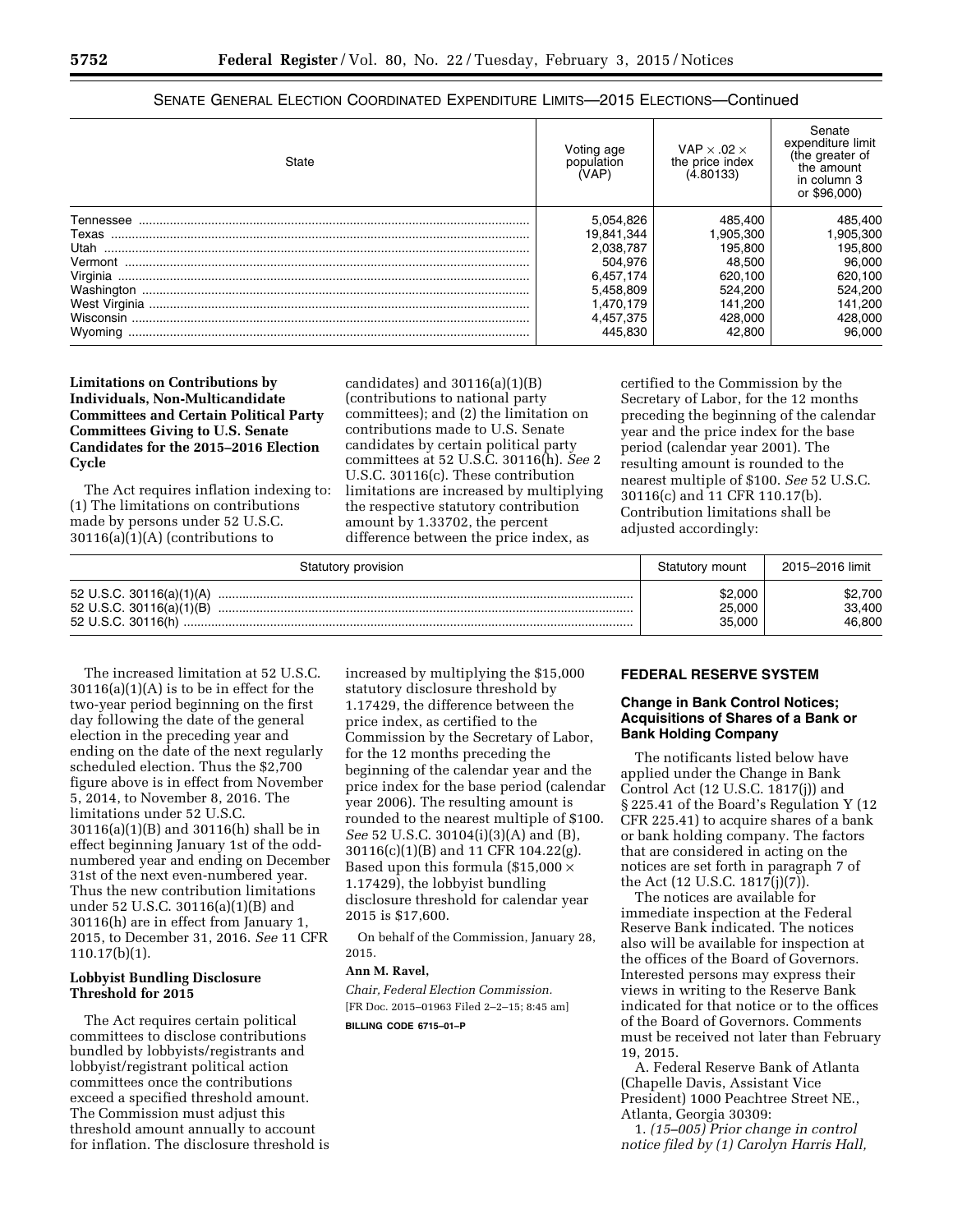SENATE GENERAL ELECTION COORDINATED EXPENDITURE LIMITS—2015 ELECTIONS—Continued

| State | Voting age population (VAP) | VAP × .02 × the price index (4.80133) | Senate expenditure limit (the greater of the amount in column 3 or $96,000) |
|---|---|---|---|
| Tennessee | 5,054,826 | 485,400 | 485,400 |
| Texas | 19,841,344 | 1,905,300 | 1,905,300 |
| Utah | 2,038,787 | 195,800 | 195,800 |
| Vermont | 504,976 | 48,500 | 96,000 |
| Virginia | 6,457,174 | 620,100 | 620,100 |
| Washington | 5,458,809 | 524,200 | 524,200 |
| West Virginia | 1,470,179 | 141,200 | 141,200 |
| Wisconsin | 4,457,375 | 428,000 | 428,000 |
| Wyoming | 445,830 | 42,800 | 96,000 |

**Limitations on Contributions by Individuals, Non-Multicandidate Committees and Certain Political Party Committees Giving to U.S. Senate Candidates for the 2015–2016 Election Cycle**

The Act requires inflation indexing to: (1) The limitations on contributions made by persons under 52 U.S.C. 30116(a)(1)(A) (contributions to candidates) and 30116(a)(1)(B) (contributions to national party committees); and (2) the limitation on contributions made to U.S. Senate candidates by certain political party committees at 52 U.S.C. 30116(h). *See* 2 U.S.C. 30116(c). These contribution limitations are increased by multiplying the respective statutory contribution amount by 1.33702, the percent difference between the price index, as certified to the Commission by the Secretary of Labor, for the 12 months preceding the beginning of the calendar year and the price index for the base period (calendar year 2001). The resulting amount is rounded to the nearest multiple of $100. *See* 52 U.S.C. 30116(c) and 11 CFR 110.17(b). Contribution limitations shall be adjusted accordingly:

| Statutory provision | Statutory mount | 2015–2016 limit |
|---|---|---|
| 52 U.S.C. 30116(a)(1)(A) | $2,000 | $2,700 |
| 52 U.S.C. 30116(a)(1)(B) | 25,000 | 33,400 |
| 52 U.S.C. 30116(h) | 35,000 | 46,800 |

The increased limitation at 52 U.S.C. 30116(a)(1)(A) is to be in effect for the two-year period beginning on the first day following the date of the general election in the preceding year and ending on the date of the next regularly scheduled election. Thus the $2,700 figure above is in effect from November 5, 2014, to November 8, 2016. The limitations under 52 U.S.C. 30116(a)(1)(B) and 30116(h) shall be in effect beginning January 1st of the odd-numbered year and ending on December 31st of the next even-numbered year. Thus the new contribution limitations under 52 U.S.C. 30116(a)(1)(B) and 30116(h) are in effect from January 1, 2015, to December 31, 2016. *See* 11 CFR 110.17(b)(1).

**Lobbyist Bundling Disclosure Threshold for 2015**

The Act requires certain political committees to disclose contributions bundled by lobbyists/registrants and lobbyist/registrant political action committees once the contributions exceed a specified threshold amount. The Commission must adjust this threshold amount annually to account for inflation. The disclosure threshold is increased by multiplying the $15,000 statutory disclosure threshold by 1.17429, the difference between the price index, as certified to the Commission by the Secretary of Labor, for the 12 months preceding the beginning of the calendar year and the price index for the base period (calendar year 2006). The resulting amount is rounded to the nearest multiple of $100. *See* 52 U.S.C. 30104(i)(3)(A) and (B), 30116(c)(1)(B) and 11 CFR 104.22(g). Based upon this formula ($15,000 × 1.17429), the lobbyist bundling disclosure threshold for calendar year 2015 is $17,600.

On behalf of the Commission, January 28, 2015.

**Ann M. Ravel,**

*Chair, Federal Election Commission.*

[FR Doc. 2015–01963 Filed 2–2–15; 8:45 am]

**BILLING CODE 6715–01–P**

## FEDERAL RESERVE SYSTEM

### Change in Bank Control Notices; Acquisitions of Shares of a Bank or Bank Holding Company

The notificants listed below have applied under the Change in Bank Control Act (12 U.S.C. 1817(j)) and § 225.41 of the Board's Regulation Y (12 CFR 225.41) to acquire shares of a bank or bank holding company. The factors that are considered in acting on the notices are set forth in paragraph 7 of the Act (12 U.S.C. 1817(j)(7)).

The notices are available for immediate inspection at the Federal Reserve Bank indicated. The notices also will be available for inspection at the offices of the Board of Governors. Interested persons may express their views in writing to the Reserve Bank indicated for that notice or to the offices of the Board of Governors. Comments must be received not later than February 19, 2015.

A. Federal Reserve Bank of Atlanta (Chapelle Davis, Assistant Vice President) 1000 Peachtree Street NE., Atlanta, Georgia 30309:

1. *(15–005) Prior change in control notice filed by (1) Carolyn Harris Hall,*